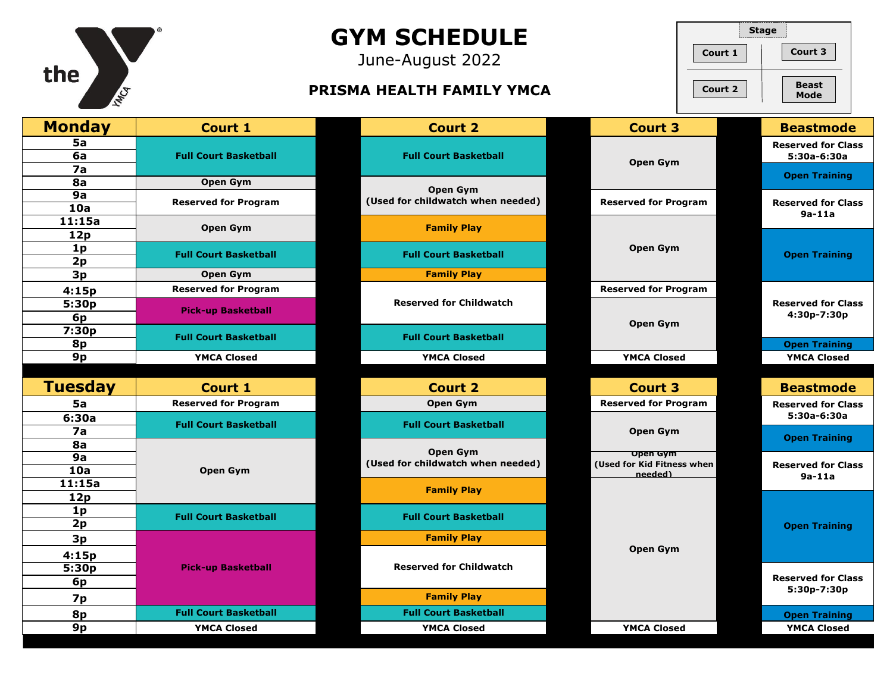# GYM SCHEDULE

June-August 2022

## PRISMA HEALTH FAMILY YMCA

Stage

Court 1 | Court 3

Court 2 | Beast Mode

| Monday | Court 1 | Court 2 | Court 3 | Beastmode |
| --- | --- | --- | --- | --- |
| 5a | Full Court Basketball | Full Court Basketball | Open Gym | Reserved for Class 5:30a-6:30a |
| 6a | Full Court Basketball | Full Court Basketball | Open Gym | Reserved for Class 5:30a-6:30a |
| 7a | Full Court Basketball | Full Court Basketball | Open Gym | Open Training |
| 8a | Open Gym | Open Gym (Used for childwatch when needed) | Open Gym | Open Training |
| 9a | Reserved for Program | Open Gym (Used for childwatch when needed) | Reserved for Program | Reserved for Class 9a-11a |
| 10a | Reserved for Program | Open Gym (Used for childwatch when needed) | Reserved for Program | Reserved for Class 9a-11a |
| 11:15a | Open Gym | Family Play | Open Gym | Reserved for Class 9a-11a |
| 12p | Open Gym | Family Play | Open Gym | Open Training |
| 1p | Full Court Basketball | Full Court Basketball | Open Gym | Open Training |
| 2p | Full Court Basketball | Full Court Basketball | Open Gym | Open Training |
| 3p | Open Gym | Family Play | Open Gym | Open Training |
| 4:15p | Reserved for Program | Reserved for Childwatch | Reserved for Program | Reserved for Class 4:30p-7:30p |
| 5:30p | Pick-up Basketball | Reserved for Childwatch | Open Gym | Reserved for Class 4:30p-7:30p |
| 6p | Pick-up Basketball | Reserved for Childwatch | Open Gym | Reserved for Class 4:30p-7:30p |
| 7:30p | Full Court Basketball | Full Court Basketball | Open Gym | Reserved for Class 4:30p-7:30p |
| 8p | Full Court Basketball | Full Court Basketball | Open Gym | Open Training |
| 9p | YMCA Closed | YMCA Closed | YMCA Closed | YMCA Closed |

| Tuesday | Court 1 | Court 2 | Court 3 | Beastmode |
| --- | --- | --- | --- | --- |
| 5a | Reserved for Program | Open Gym | Reserved for Program | Reserved for Class 5:30a-6:30a |
| 6:30a | Full Court Basketball | Full Court Basketball | Open Gym | Reserved for Class 5:30a-6:30a |
| 7a | Full Court Basketball | Full Court Basketball | Open Gym | Open Training |
| 8a | Open Gym | Open Gym (Used for childwatch when needed) | Open Gym (Used for Kid Fitness when needed) | Open Training |
| 9a | Open Gym | Open Gym (Used for childwatch when needed) | Open Gym | Reserved for Class 9a-11a |
| 10a | Open Gym | Open Gym (Used for childwatch when needed) | Open Gym | Reserved for Class 9a-11a |
| 11:15a | Open Gym | Family Play | Open Gym | Open Training |
| 12p | Open Gym | Family Play | Open Gym | Open Training |
| 1p | Full Court Basketball | Full Court Basketball | Open Gym | Open Training |
| 2p | Full Court Basketball | Full Court Basketball | Open Gym | Open Training |
| 3p | Pick-up Basketball | Family Play | Open Gym | Open Training |
| 4:15p | Pick-up Basketball | Reserved for Childwatch | Open Gym | Open Training |
| 5:30p | Pick-up Basketball | Reserved for Childwatch | Open Gym | Reserved for Class 5:30p-7:30p |
| 6p | Pick-up Basketball | Reserved for Childwatch | Open Gym | Reserved for Class 5:30p-7:30p |
| 7p | Pick-up Basketball | Family Play | Open Gym | Reserved for Class 5:30p-7:30p |
| 8p | Full Court Basketball | Full Court Basketball | Open Gym | Open Training |
| 9p | YMCA Closed | YMCA Closed | YMCA Closed | YMCA Closed |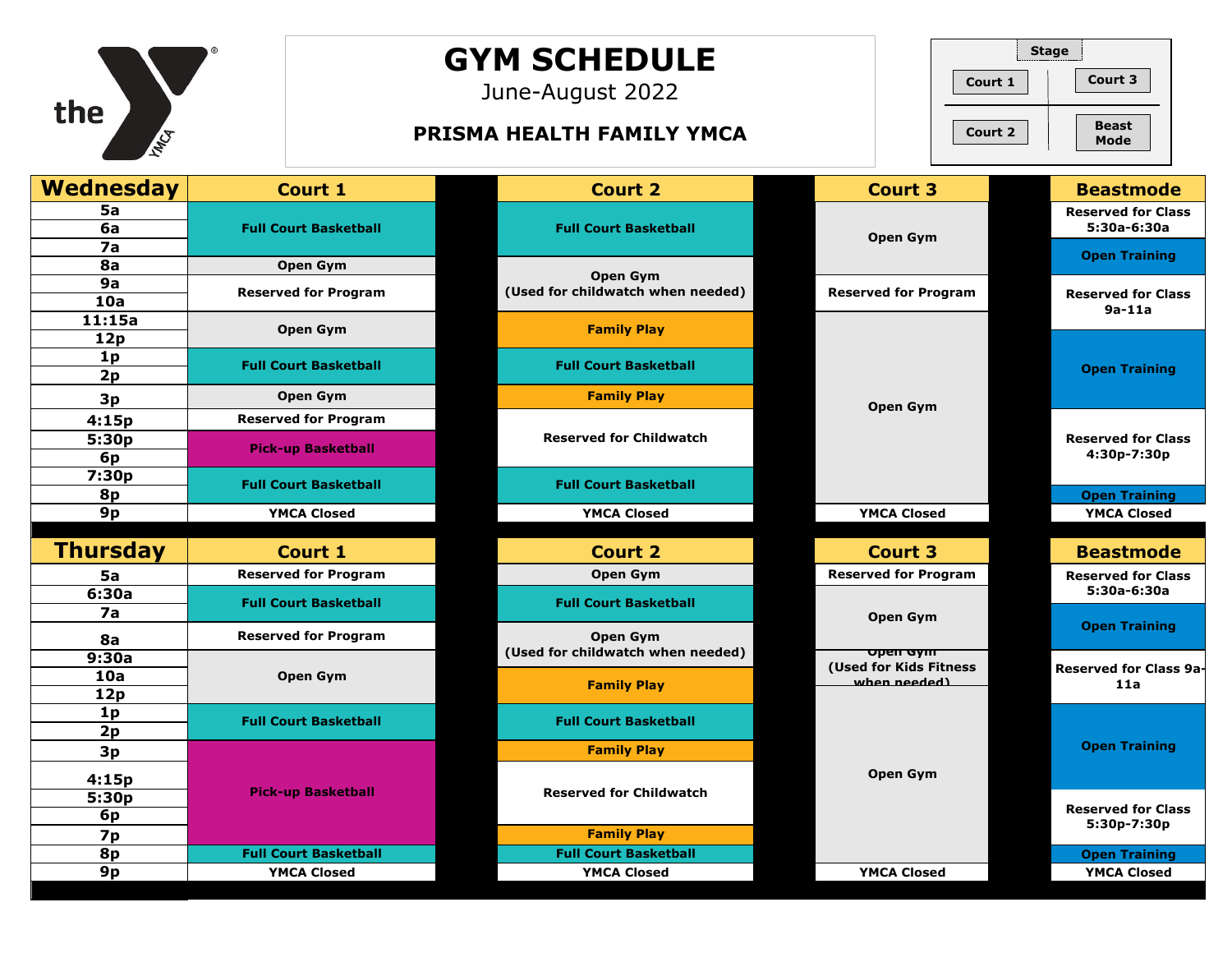# GYM SCHEDULE

June-August 2022

**PRISMA HEALTH FAMILY YMCA**

Stage | Court 1 | Court 3 | Court 2 | Beast Mode

| Wednesday | Court 1 | Court 2 | Court 3 | Beastmode |
|---|---|---|---|---|
| 5a | Full Court Basketball | Full Court Basketball | Open Gym | Reserved for Class 5:30a-6:30a |
| 6a | Full Court Basketball | Full Court Basketball | Open Gym | Reserved for Class 5:30a-6:30a |
| 7a | Full Court Basketball | Full Court Basketball | Open Gym | Open Training |
| 8a | Open Gym | Open Gym (Used for childwatch when needed) | Open Gym | Open Training |
| 9a | Reserved for Program | Open Gym (Used for childwatch when needed) | Reserved for Program | Reserved for Class 9a-11a |
| 10a | Reserved for Program | Open Gym (Used for childwatch when needed) | Reserved for Program | Reserved for Class 9a-11a |
| 11:15a | Open Gym | Family Play | Open Gym | Reserved for Class 9a-11a |
| 12p | Open Gym | Family Play | Open Gym | Open Training |
| 1p | Full Court Basketball | Full Court Basketball | Open Gym | Open Training |
| 2p | Full Court Basketball | Full Court Basketball | Open Gym | Open Training |
| 3p | Open Gym | Family Play | Open Gym | Open Training |
| 4:15p | Reserved for Program | Reserved for Childwatch | Open Gym | Reserved for Class 4:30p-7:30p |
| 5:30p | Pick-up Basketball | Reserved for Childwatch | Open Gym | Reserved for Class 4:30p-7:30p |
| 6p | Pick-up Basketball | Reserved for Childwatch | Open Gym | Reserved for Class 4:30p-7:30p |
| 7:30p | Full Court Basketball | Full Court Basketball | Open Gym | Reserved for Class 4:30p-7:30p |
| 8p | Full Court Basketball | Full Court Basketball | Open Gym | Open Training |
| 9p | YMCA Closed | YMCA Closed | YMCA Closed | YMCA Closed |

| Thursday | Court 1 | Court 2 | Court 3 | Beastmode |
|---|---|---|---|---|
| 5a | Reserved for Program | Open Gym | Reserved for Program | Reserved for Class 5:30a-6:30a |
| 6:30a | Full Court Basketball | Full Court Basketball | Open Gym | Reserved for Class 5:30a-6:30a |
| 7a | Full Court Basketball | Full Court Basketball | Open Gym | Open Training |
| 8a | Reserved for Program | Open Gym (Used for childwatch when needed) | Open Gym | Open Training |
| 9:30a | Open Gym | Open Gym (Used for childwatch when needed) | Open Gym (Used for Kids Fitness when needed) | Reserved for Class 9a-11a |
| 10a | Open Gym | Family Play | Open Gym (Used for Kids Fitness when needed) | Reserved for Class 9a-11a |
| 12p | Open Gym | Family Play | Open Gym | Reserved for Class 9a-11a |
| 1p | Full Court Basketball | Full Court Basketball | Open Gym | Open Training |
| 2p | Full Court Basketball | Full Court Basketball | Open Gym | Open Training |
| 3p | Pick-up Basketball | Family Play | Open Gym | Open Training |
| 4:15p | Pick-up Basketball | Reserved for Childwatch | Open Gym | Open Training |
| 5:30p | Pick-up Basketball | Reserved for Childwatch | Open Gym | Reserved for Class 5:30p-7:30p |
| 6p | Pick-up Basketball | Reserved for Childwatch | Open Gym | Reserved for Class 5:30p-7:30p |
| 7p | Pick-up Basketball | Family Play | Open Gym | Reserved for Class 5:30p-7:30p |
| 8p | Full Court Basketball | Full Court Basketball | Open Gym | Open Training |
| 9p | YMCA Closed | YMCA Closed | YMCA Closed | YMCA Closed |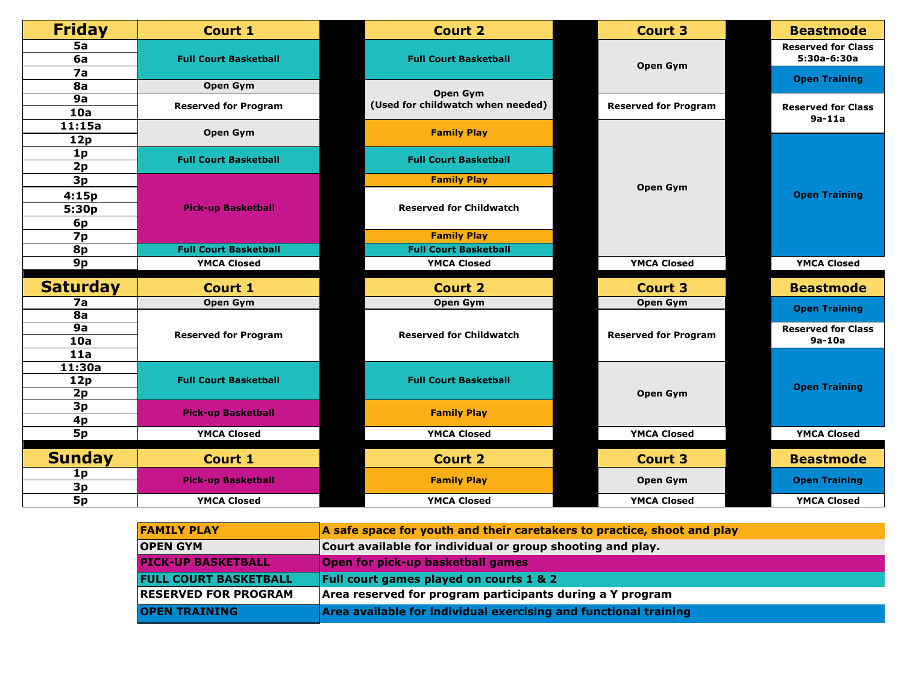| Friday | Court 1 | Court 2 | Court 3 | Beastmode |
|---|---|---|---|---|
| 5a | Full Court Basketball | Full Court Basketball | Open Gym | Reserved for Class 5:30a-6:30a |
| 6a | | | | |
| 7a | | | | Open Training |
| 8a | Open Gym | Open Gym (Used for childwatch when needed) | | |
| 9a | Reserved for Program | | Reserved for Program | Reserved for Class 9a-11a |
| 10a | | | | |
| 11:15a | Open Gym | Family Play | Open Gym | |
| 12p | | | | Open Training |
| 1p | Full Court Basketball | Full Court Basketball | | |
| 2p | | | | |
| 3p | Pick-up Basketball | Family Play | | |
| 4:15p | | Reserved for Childwatch | | |
| 5:30p | | | | |
| 6p | | | | |
| 7p | | Family Play | | |
| 8p | Full Court Basketball | Full Court Basketball | | |
| 9p | YMCA Closed | YMCA Closed | YMCA Closed | YMCA Closed |

| Saturday | Court 1 | Court 2 | Court 3 | Beastmode |
|---|---|---|---|---|
| 7a | Open Gym | Open Gym | Open Gym | Open Training |
| 8a | Reserved for Program | Reserved for Childwatch | Reserved for Program | |
| 9a | | | | Reserved for Class 9a-10a |
| 10a | | | | |
| 11a | | | | Open Training |
| 11:30a | Full Court Basketball | Full Court Basketball | Open Gym | |
| 12p | | | | |
| 2p | | | | |
| 3p | Pick-up Basketball | Family Play | | |
| 4p | | | | |
| 5p | YMCA Closed | YMCA Closed | YMCA Closed | YMCA Closed |

| Sunday | Court 1 | Court 2 | Court 3 | Beastmode |
|---|---|---|---|---|
| 1p | Pick-up Basketball | Family Play | Open Gym | Open Training |
| 3p | | | | |
| 5p | YMCA Closed | YMCA Closed | YMCA Closed | YMCA Closed |

| | |
|---|---|
| FAMILY PLAY | A safe space for youth and their caretakers to practice, shoot and play |
| OPEN GYM | Court available for individual or group shooting and play. |
| PICK-UP BASKETBALL | Open for pick-up basketball games |
| FULL COURT BASKETBALL | Full court games played on courts 1 & 2 |
| RESERVED FOR PROGRAM | Area reserved for program participants during a Y program |
| OPEN TRAINING | Area available for individual exercising and functional training |